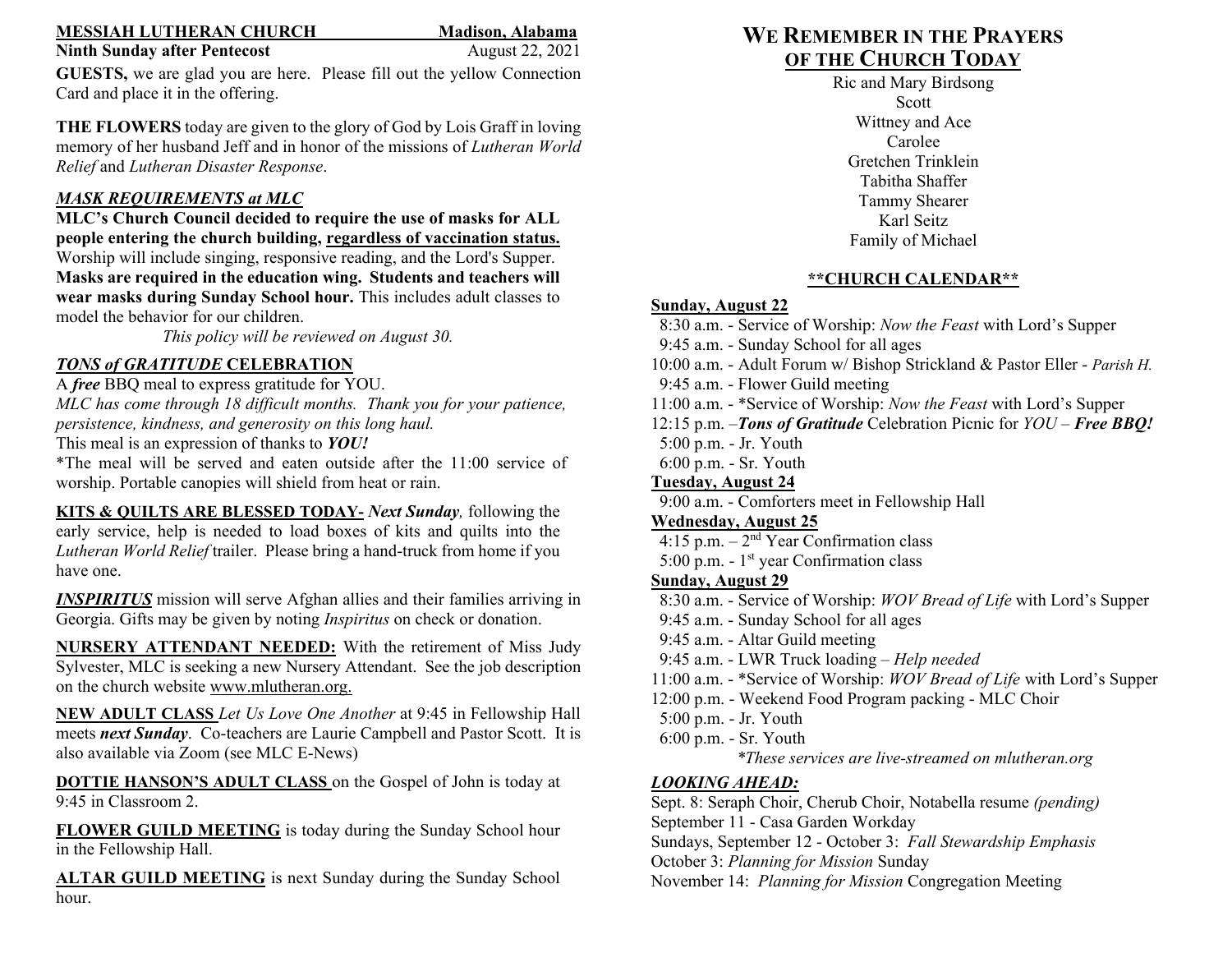**MESSIAH LUTHERAN CHURCH** **Madison, Alabama**

**Ninth Sunday after Pentecost** August 22, 2021

**GUESTS,** we are glad you are here. Please fill out the yellow Connection Card and place it in the offering.

**THE FLOWERS** today are given to the glory of God by Lois Graff in loving memory of her husband Jeff and in honor of the missions of *Lutheran World Relief* and *Lutheran Disaster Response*.

***MASK REQUIREMENTS at MLC***

**MLC's Church Council decided to require the use of masks for ALL people entering the church building, regardless of vaccination status.** Worship will include singing, responsive reading, and the Lord's Supper. **Masks are required in the education wing. Students and teachers will wear masks during Sunday School hour.** This includes adult classes to model the behavior for our children.

*This policy will be reviewed on August 30.*

***TONS of GRATITUDE* CELEBRATION**

A ***free*** BBQ meal to express gratitude for YOU.

*MLC has come through 18 difficult months. Thank you for your patience, persistence, kindness, and generosity on this long haul.*

This meal is an expression of thanks to ***YOU!***

*The meal will be served and eaten outside after the 11:00 service of worship. Portable canopies will shield from heat or rain.

**KITS & QUILTS ARE BLESSED TODAY-** ***Next Sunday,*** following the early service, help is needed to load boxes of kits and quilts into the *Lutheran World Relief* trailer. Please bring a hand-truck from home if you have one.

***INSPIRITUS*** mission will serve Afghan allies and their families arriving in Georgia. Gifts may be given by noting *Inspiritus* on check or donation.

**NURSERY ATTENDANT NEEDED:** With the retirement of Miss Judy Sylvester, MLC is seeking a new Nursery Attendant. See the job description on the church website www.mlutheran.org.

**NEW ADULT CLASS** *Let Us Love One Another* at 9:45 in Fellowship Hall meets ***next Sunday***. Co-teachers are Laurie Campbell and Pastor Scott. It is also available via Zoom (see MLC E-News)

**DOTTIE HANSON'S ADULT CLASS** on the Gospel of John is today at 9:45 in Classroom 2.

**FLOWER GUILD MEETING** is today during the Sunday School hour in the Fellowship Hall.

**ALTAR GUILD MEETING** is next Sunday during the Sunday School hour.

## WE REMEMBER IN THE PRAYERS OF THE CHURCH TODAY

Ric and Mary Birdsong
Scott
Wittney and Ace
Carolee
Gretchen Trinklein
Tabitha Shaffer
Tammy Shearer
Karl Seitz
Family of Michael

## **CHURCH CALENDAR**

**Sunday, August 22**

- 8:30 a.m. - Service of Worship: *Now the Feast* with Lord's Supper
- 9:45 a.m. - Sunday School for all ages
- 10:00 a.m. - Adult Forum w/ Bishop Strickland & Pastor Eller - *Parish H.*
- 9:45 a.m. - Flower Guild meeting
- 11:00 a.m. - *Service of Worship: *Now the Feast* with Lord's Supper
- 12:15 p.m. –***Tons of Gratitude*** Celebration Picnic for *YOU* – ***Free BBQ!***
- 5:00 p.m. - Jr. Youth
- 6:00 p.m. - Sr. Youth

**Tuesday, August 24**

- 9:00 a.m. - Comforters meet in Fellowship Hall

**Wednesday, August 25**

- 4:15 p.m. – 2nd Year Confirmation class
- 5:00 p.m. - 1st year Confirmation class

**Sunday, August 29**

- 8:30 a.m. - Service of Worship: *WOV Bread of Life* with Lord's Supper
- 9:45 a.m. - Sunday School for all ages
- 9:45 a.m. - Altar Guild meeting
- 9:45 a.m. - LWR Truck loading – *Help needed*
- 11:00 a.m. - *Service of Worship: *WOV Bread of Life* with Lord's Supper
- 12:00 p.m. - Weekend Food Program packing - MLC Choir
- 5:00 p.m. - Jr. Youth
- 6:00 p.m. - Sr. Youth

*\*These services are live-streamed on mlutheran.org*

***LOOKING AHEAD:***

Sept. 8: Seraph Choir, Cherub Choir, Notabella resume *(pending)*
September 11 - Casa Garden Workday
Sundays, September 12 - October 3: *Fall Stewardship Emphasis*
October 3: *Planning for Mission* Sunday
November 14: *Planning for Mission* Congregation Meeting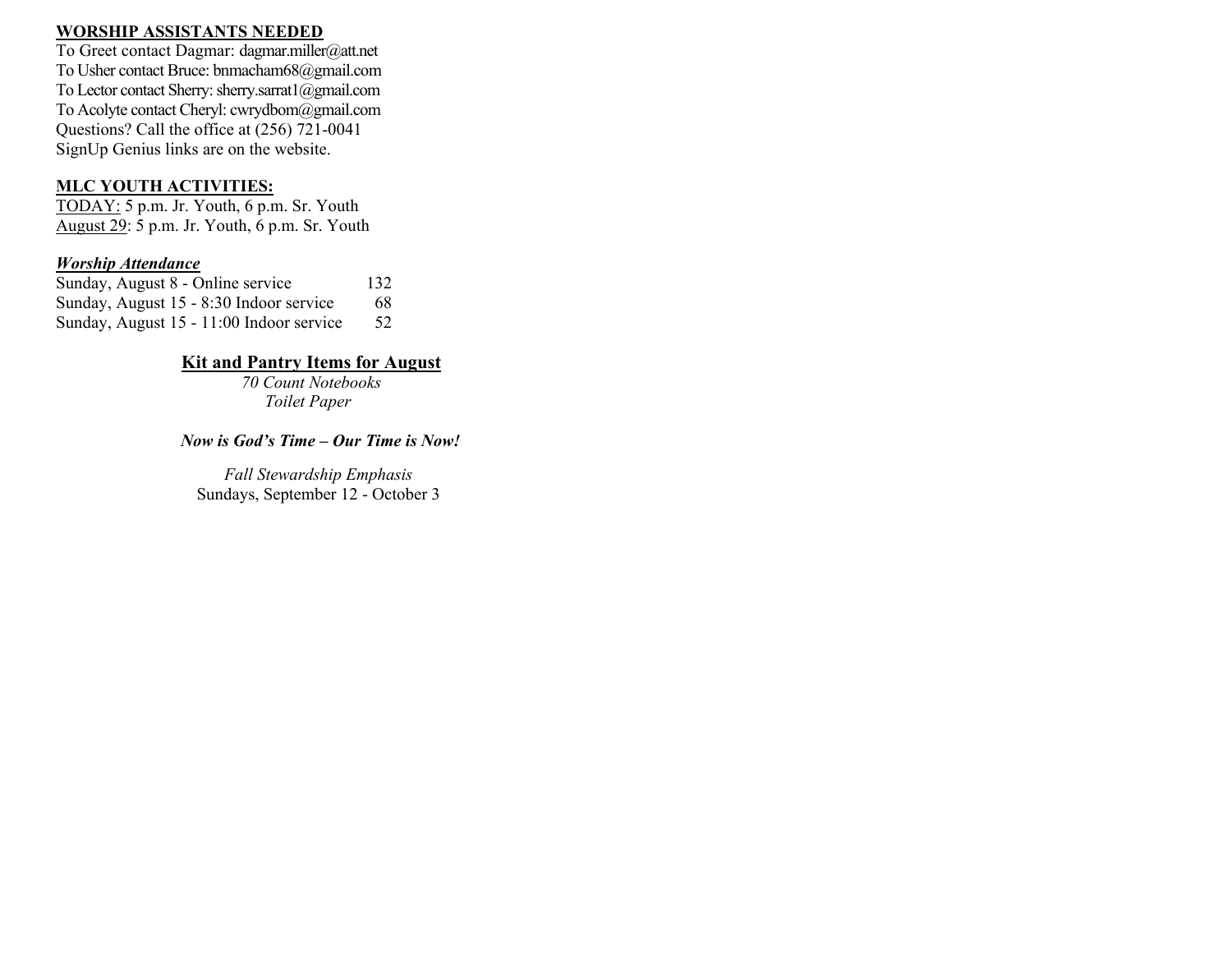**WORSHIP ASSISTANTS NEEDED**

To Greet contact Dagmar: dagmar.miller@att.net
To Usher contact Bruce: bnmacham68@gmail.com
To Lector contact Sherry: sherry.sarrat1@gmail.com
To Acolyte contact Cheryl: cwrydbom@gmail.com
Questions? Call the office at (256) 721-0041
SignUp Genius links are on the website.

**MLC YOUTH ACTIVITIES:**

TODAY: 5 p.m. Jr. Youth, 6 p.m. Sr. Youth
August 29: 5 p.m. Jr. Youth, 6 p.m. Sr. Youth

***Worship Attendance***

| | |
|---|---|
| Sunday, August 8 - Online service | 132 |
| Sunday, August 15 - 8:30 Indoor service | 68 |
| Sunday, August 15 - 11:00 Indoor service | 52 |

**Kit and Pantry Items for August**

*70 Count Notebooks*
*Toilet Paper*

***Now is God's Time – Our Time is Now!***

*Fall Stewardship Emphasis*
Sundays, September 12 - October 3